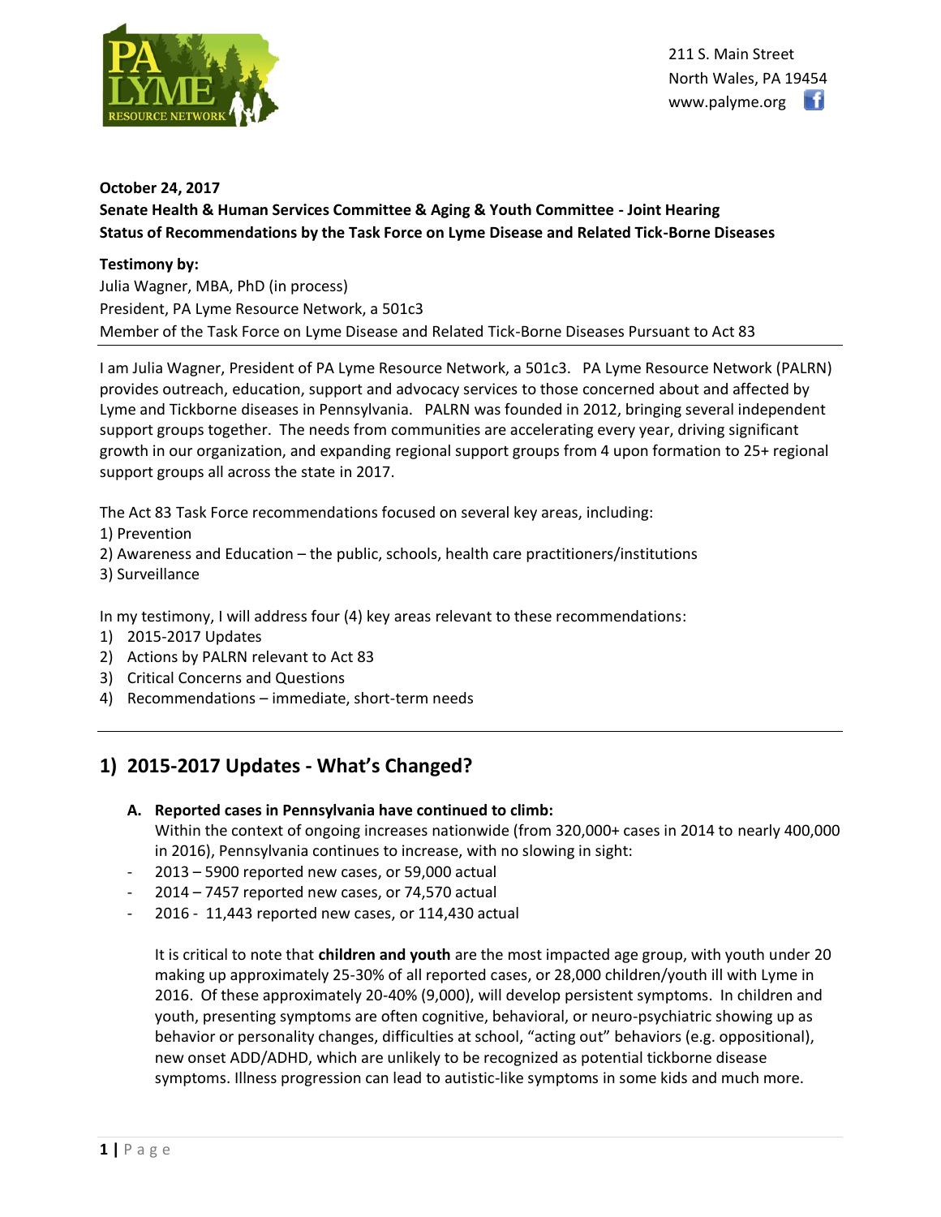211 S. Main Street
North Wales, PA 19454
www.palyme.org

**October 24, 2017**
**Senate Health & Human Services Committee & Aging & Youth Committee - Joint Hearing**
**Status of Recommendations by the Task Force on Lyme Disease and Related Tick-Borne Diseases**

**Testimony by:**
Julia Wagner, MBA, PhD (in process)
President, PA Lyme Resource Network, a 501c3
Member of the Task Force on Lyme Disease and Related Tick-Borne Diseases Pursuant to Act 83

---

I am Julia Wagner, President of PA Lyme Resource Network, a 501c3. PA Lyme Resource Network (PALRN) provides outreach, education, support and advocacy services to those concerned about and affected by Lyme and Tickborne diseases in Pennsylvania. PALRN was founded in 2012, bringing several independent support groups together. The needs from communities are accelerating every year, driving significant growth in our organization, and expanding regional support groups from 4 upon formation to 25+ regional support groups all across the state in 2017.

The Act 83 Task Force recommendations focused on several key areas, including:
1) Prevention
2) Awareness and Education – the public, schools, health care practitioners/institutions
3) Surveillance

In my testimony, I will address four (4) key areas relevant to these recommendations:
1) 2015-2017 Updates
2) Actions by PALRN relevant to Act 83
3) Critical Concerns and Questions
4) Recommendations – immediate, short-term needs

---

## 1) 2015-2017 Updates - What's Changed?

**A. Reported cases in Pennsylvania have continued to climb:**
Within the context of ongoing increases nationwide (from 320,000+ cases in 2014 to nearly 400,000 in 2016), Pennsylvania continues to increase, with no slowing in sight:

- 2013 – 5900 reported new cases, or 59,000 actual
- 2014 – 7457 reported new cases, or 74,570 actual
- 2016 - 11,443 reported new cases, or 114,430 actual

It is critical to note that **children and youth** are the most impacted age group, with youth under 20 making up approximately 25-30% of all reported cases, or 28,000 children/youth ill with Lyme in 2016. Of these approximately 20-40% (9,000), will develop persistent symptoms. In children and youth, presenting symptoms are often cognitive, behavioral, or neuro-psychiatric showing up as behavior or personality changes, difficulties at school, "acting out" behaviors (e.g. oppositional), new onset ADD/ADHD, which are unlikely to be recognized as potential tickborne disease symptoms. Illness progression can lead to autistic-like symptoms in some kids and much more.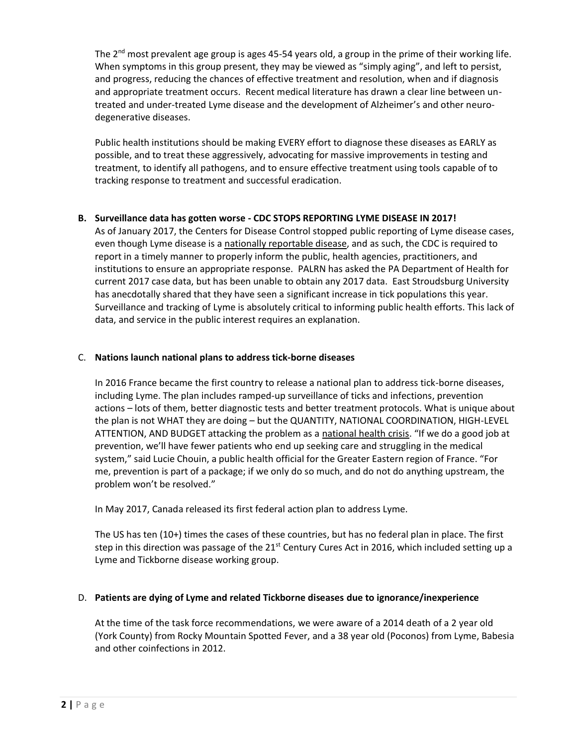The 2nd most prevalent age group is ages 45-54 years old, a group in the prime of their working life. When symptoms in this group present, they may be viewed as "simply aging", and left to persist, and progress, reducing the chances of effective treatment and resolution, when and if diagnosis and appropriate treatment occurs. Recent medical literature has drawn a clear line between un-treated and under-treated Lyme disease and the development of Alzheimer's and other neuro-degenerative diseases.

Public health institutions should be making EVERY effort to diagnose these diseases as EARLY as possible, and to treat these aggressively, advocating for massive improvements in testing and treatment, to identify all pathogens, and to ensure effective treatment using tools capable of to tracking response to treatment and successful eradication.

**B. Surveillance data has gotten worse - CDC STOPS REPORTING LYME DISEASE IN 2017!**

As of January 2017, the Centers for Disease Control stopped public reporting of Lyme disease cases, even though Lyme disease is a nationally reportable disease, and as such, the CDC is required to report in a timely manner to properly inform the public, health agencies, practitioners, and institutions to ensure an appropriate response. PALRN has asked the PA Department of Health for current 2017 case data, but has been unable to obtain any 2017 data. East Stroudsburg University has anecdotally shared that they have seen a significant increase in tick populations this year. Surveillance and tracking of Lyme is absolutely critical to informing public health efforts. This lack of data, and service in the public interest requires an explanation.

C. **Nations launch national plans to address tick-borne diseases**

In 2016 France became the first country to release a national plan to address tick-borne diseases, including Lyme. The plan includes ramped-up surveillance of ticks and infections, prevention actions – lots of them, better diagnostic tests and better treatment protocols. What is unique about the plan is not WHAT they are doing – but the QUANTITY, NATIONAL COORDINATION, HIGH-LEVEL ATTENTION, AND BUDGET attacking the problem as a national health crisis. "If we do a good job at prevention, we'll have fewer patients who end up seeking care and struggling in the medical system," said Lucie Chouin, a public health official for the Greater Eastern region of France. "For me, prevention is part of a package; if we only do so much, and do not do anything upstream, the problem won't be resolved."

In May 2017, Canada released its first federal action plan to address Lyme.

The US has ten (10+) times the cases of these countries, but has no federal plan in place. The first step in this direction was passage of the 21st Century Cures Act in 2016, which included setting up a Lyme and Tickborne disease working group.

D. **Patients are dying of Lyme and related Tickborne diseases due to ignorance/inexperience**

At the time of the task force recommendations, we were aware of a 2014 death of a 2 year old (York County) from Rocky Mountain Spotted Fever, and a 38 year old (Poconos) from Lyme, Babesia and other coinfections in 2012.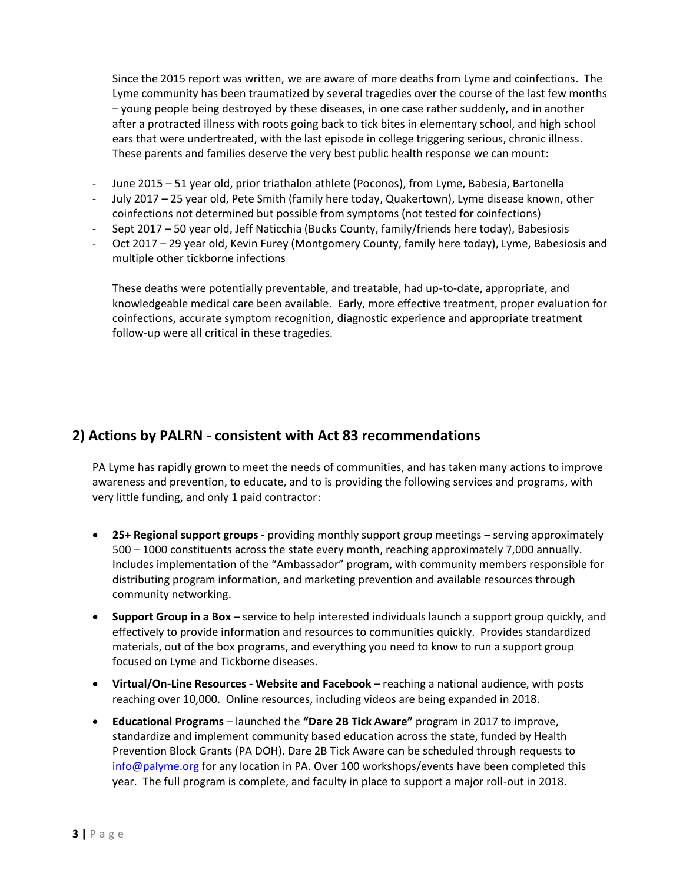Since the 2015 report was written, we are aware of more deaths from Lyme and coinfections. The Lyme community has been traumatized by several tragedies over the course of the last few months – young people being destroyed by these diseases, in one case rather suddenly, and in another after a protracted illness with roots going back to tick bites in elementary school, and high school ears that were undertreated, with the last episode in college triggering serious, chronic illness. These parents and families deserve the very best public health response we can mount:

- June 2015 – 51 year old, prior triathalon athlete (Poconos), from Lyme, Babesia, Bartonella
- July 2017 – 25 year old, Pete Smith (family here today, Quakertown), Lyme disease known, other coinfections not determined but possible from symptoms (not tested for coinfections)
- Sept 2017 – 50 year old, Jeff Naticchia (Bucks County, family/friends here today), Babesiosis
- Oct 2017 – 29 year old, Kevin Furey (Montgomery County, family here today), Lyme, Babesiosis and multiple other tickborne infections

These deaths were potentially preventable, and treatable, had up-to-date, appropriate, and knowledgeable medical care been available. Early, more effective treatment, proper evaluation for coinfections, accurate symptom recognition, diagnostic experience and appropriate treatment follow-up were all critical in these tragedies.

---

## 2) Actions by PALRN - consistent with Act 83 recommendations

PA Lyme has rapidly grown to meet the needs of communities, and has taken many actions to improve awareness and prevention, to educate, and to is providing the following services and programs, with very little funding, and only 1 paid contractor:

- **25+ Regional support groups -** providing monthly support group meetings – serving approximately 500 – 1000 constituents across the state every month, reaching approximately 7,000 annually. Includes implementation of the "Ambassador" program, with community members responsible for distributing program information, and marketing prevention and available resources through community networking.
- **Support Group in a Box** – service to help interested individuals launch a support group quickly, and effectively to provide information and resources to communities quickly. Provides standardized materials, out of the box programs, and everything you need to know to run a support group focused on Lyme and Tickborne diseases.
- **Virtual/On-Line Resources - Website and Facebook** – reaching a national audience, with posts reaching over 10,000. Online resources, including videos are being expanded in 2018.
- **Educational Programs** – launched the **"Dare 2B Tick Aware"** program in 2017 to improve, standardize and implement community based education across the state, funded by Health Prevention Block Grants (PA DOH). Dare 2B Tick Aware can be scheduled through requests to info@palyme.org for any location in PA. Over 100 workshops/events have been completed this year. The full program is complete, and faculty in place to support a major roll-out in 2018.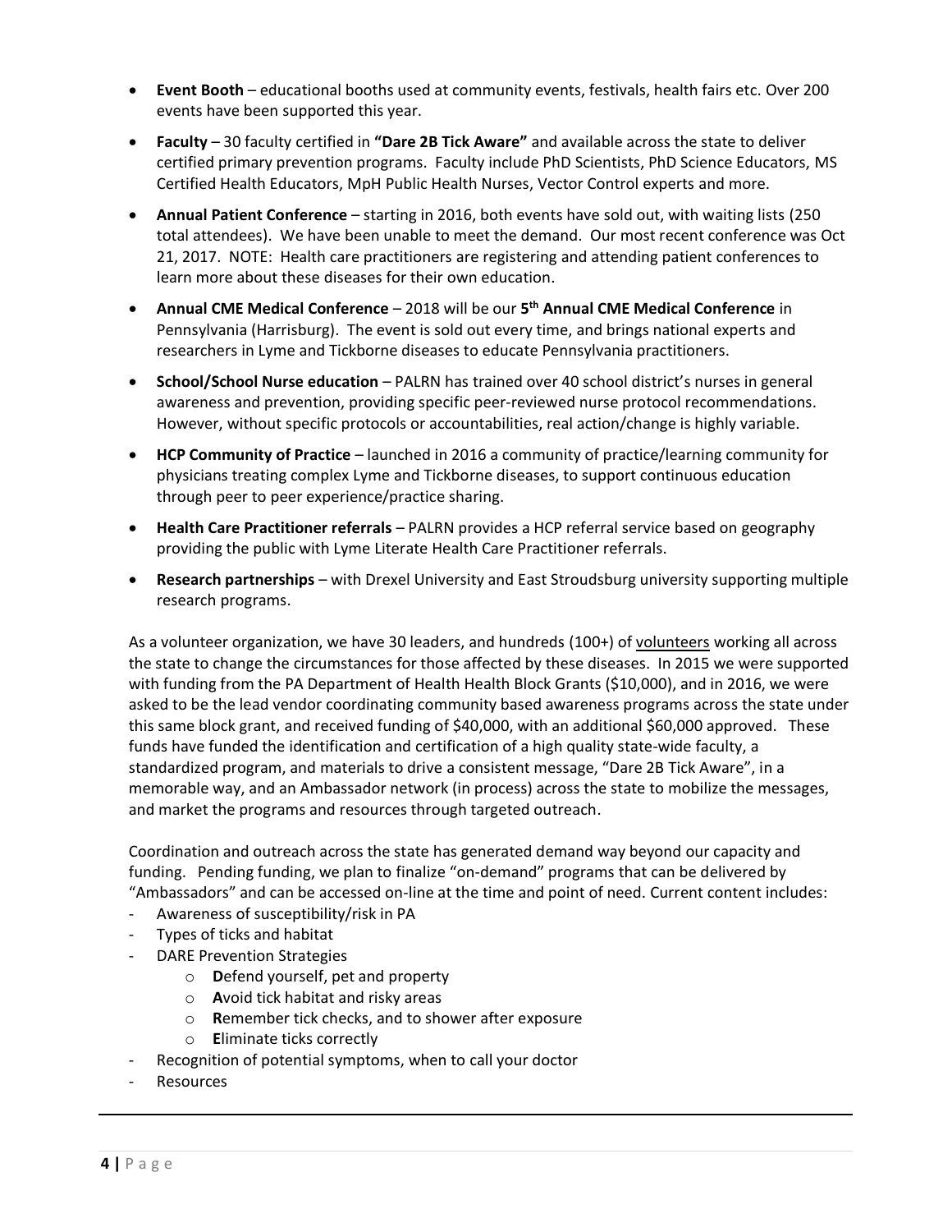- **Event Booth** – educational booths used at community events, festivals, health fairs etc. Over 200 events have been supported this year.
- **Faculty** – 30 faculty certified in **"Dare 2B Tick Aware"** and available across the state to deliver certified primary prevention programs. Faculty include PhD Scientists, PhD Science Educators, MS Certified Health Educators, MpH Public Health Nurses, Vector Control experts and more.
- **Annual Patient Conference** – starting in 2016, both events have sold out, with waiting lists (250 total attendees). We have been unable to meet the demand. Our most recent conference was Oct 21, 2017. NOTE: Health care practitioners are registering and attending patient conferences to learn more about these diseases for their own education.
- **Annual CME Medical Conference** – 2018 will be our **5th Annual CME Medical Conference** in Pennsylvania (Harrisburg). The event is sold out every time, and brings national experts and researchers in Lyme and Tickborne diseases to educate Pennsylvania practitioners.
- **School/School Nurse education** – PALRN has trained over 40 school district's nurses in general awareness and prevention, providing specific peer-reviewed nurse protocol recommendations. However, without specific protocols or accountabilities, real action/change is highly variable.
- **HCP Community of Practice** – launched in 2016 a community of practice/learning community for physicians treating complex Lyme and Tickborne diseases, to support continuous education through peer to peer experience/practice sharing.
- **Health Care Practitioner referrals** – PALRN provides a HCP referral service based on geography providing the public with Lyme Literate Health Care Practitioner referrals.
- **Research partnerships** – with Drexel University and East Stroudsburg university supporting multiple research programs.

As a volunteer organization, we have 30 leaders, and hundreds (100+) of volunteers working all across the state to change the circumstances for those affected by these diseases. In 2015 we were supported with funding from the PA Department of Health Health Block Grants ($10,000), and in 2016, we were asked to be the lead vendor coordinating community based awareness programs across the state under this same block grant, and received funding of $40,000, with an additional $60,000 approved. These funds have funded the identification and certification of a high quality state-wide faculty, a standardized program, and materials to drive a consistent message, "Dare 2B Tick Aware", in a memorable way, and an Ambassador network (in process) across the state to mobilize the messages, and market the programs and resources through targeted outreach.

Coordination and outreach across the state has generated demand way beyond our capacity and funding. Pending funding, we plan to finalize "on-demand" programs that can be delivered by "Ambassadors" and can be accessed on-line at the time and point of need. Current content includes:

- Awareness of susceptibility/risk in PA
- Types of ticks and habitat
- DARE Prevention Strategies
  - **D**efend yourself, pet and property
  - **A**void tick habitat and risky areas
  - **R**emember tick checks, and to shower after exposure
  - **E**liminate ticks correctly
- Recognition of potential symptoms, when to call your doctor
- Resources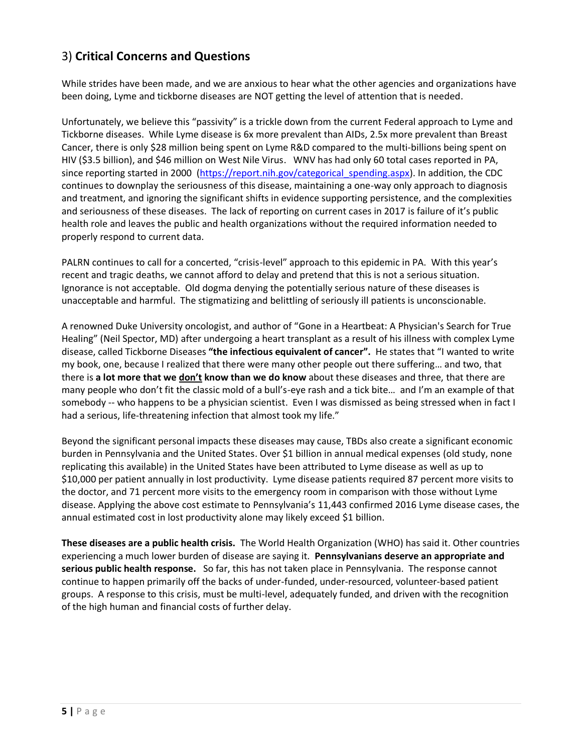## 3) **Critical Concerns and Questions**

While strides have been made, and we are anxious to hear what the other agencies and organizations have been doing, Lyme and tickborne diseases are NOT getting the level of attention that is needed.

Unfortunately, we believe this "passivity" is a trickle down from the current Federal approach to Lyme and Tickborne diseases. While Lyme disease is 6x more prevalent than AIDs, 2.5x more prevalent than Breast Cancer, there is only $28 million being spent on Lyme R&D compared to the multi-billions being spent on HIV ($3.5 billion), and $46 million on West Nile Virus. WNV has had only 60 total cases reported in PA, since reporting started in 2000 ([https://report.nih.gov/categorical_spending.aspx](https://report.nih.gov/categorical_spending.aspx)). In addition, the CDC continues to downplay the seriousness of this disease, maintaining a one-way only approach to diagnosis and treatment, and ignoring the significant shifts in evidence supporting persistence, and the complexities and seriousness of these diseases. The lack of reporting on current cases in 2017 is failure of it's public health role and leaves the public and health organizations without the required information needed to properly respond to current data.

PALRN continues to call for a concerted, "crisis-level" approach to this epidemic in PA. With this year's recent and tragic deaths, we cannot afford to delay and pretend that this is not a serious situation. Ignorance is not acceptable. Old dogma denying the potentially serious nature of these diseases is unacceptable and harmful. The stigmatizing and belittling of seriously ill patients is unconscionable.

A renowned Duke University oncologist, and author of "Gone in a Heartbeat: A Physician's Search for True Healing" (Neil Spector, MD) after undergoing a heart transplant as a result of his illness with complex Lyme disease, called Tickborne Diseases **"the infectious equivalent of cancer".** He states that "I wanted to write my book, one, because I realized that there were many other people out there suffering… and two, that there is **a lot more that we <u>don't</u> know than we do know** about these diseases and three, that there are many people who don't fit the classic mold of a bull's-eye rash and a tick bite… and I'm an example of that somebody -- who happens to be a physician scientist. Even I was dismissed as being stressed when in fact I had a serious, life-threatening infection that almost took my life."

Beyond the significant personal impacts these diseases may cause, TBDs also create a significant economic burden in Pennsylvania and the United States. Over $1 billion in annual medical expenses (old study, none replicating this available) in the United States have been attributed to Lyme disease as well as up to $10,000 per patient annually in lost productivity. Lyme disease patients required 87 percent more visits to the doctor, and 71 percent more visits to the emergency room in comparison with those without Lyme disease. Applying the above cost estimate to Pennsylvania's 11,443 confirmed 2016 Lyme disease cases, the annual estimated cost in lost productivity alone may likely exceed $1 billion.

**These diseases are a public health crisis.** The World Health Organization (WHO) has said it. Other countries experiencing a much lower burden of disease are saying it. **Pennsylvanians deserve an appropriate and serious public health response.** So far, this has not taken place in Pennsylvania. The response cannot continue to happen primarily off the backs of under-funded, under-resourced, volunteer-based patient groups. A response to this crisis, must be multi-level, adequately funded, and driven with the recognition of the high human and financial costs of further delay.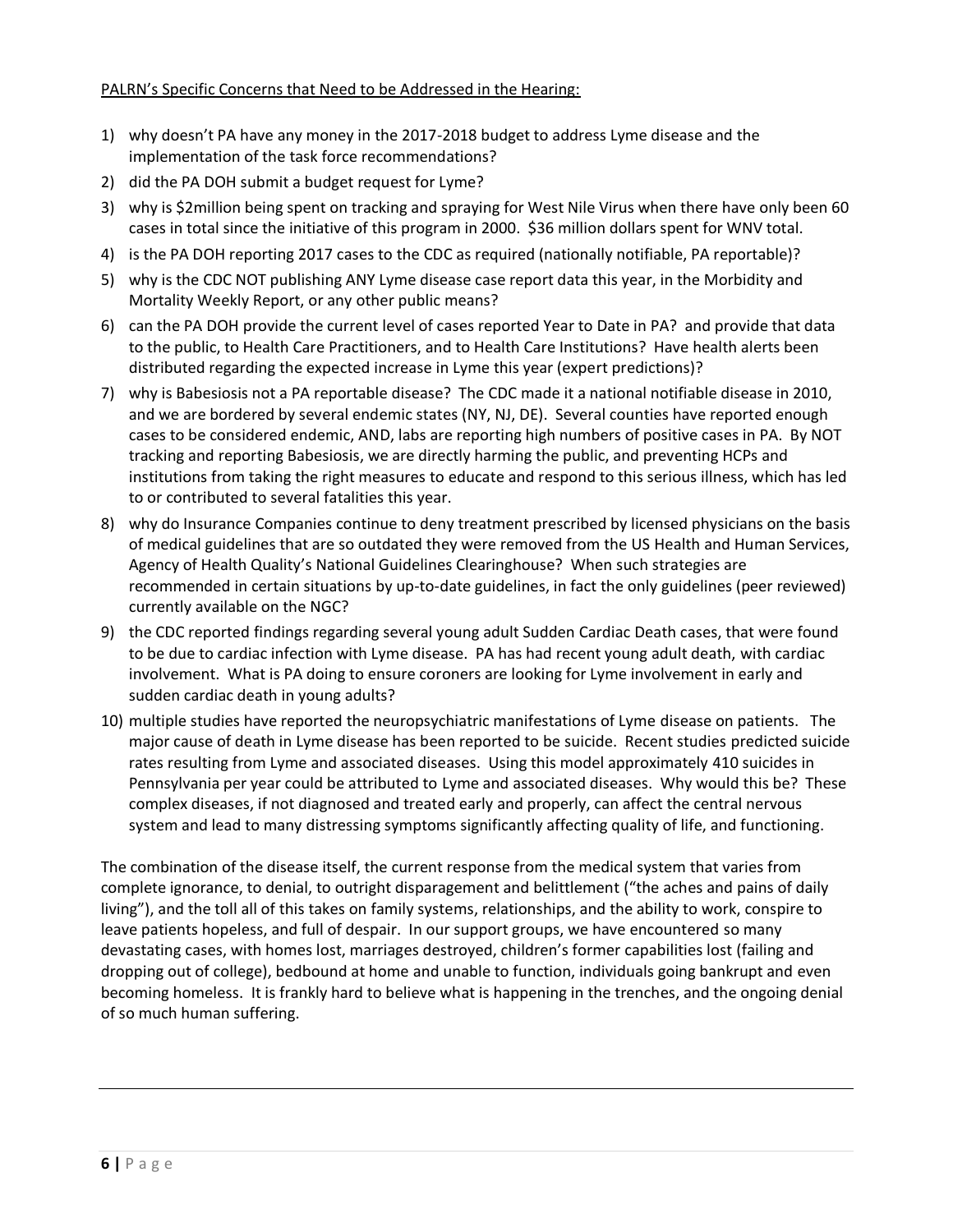PALRN's Specific Concerns that Need to be Addressed in the Hearing:

1) why doesn't PA have any money in the 2017-2018 budget to address Lyme disease and the implementation of the task force recommendations?
2) did the PA DOH submit a budget request for Lyme?
3) why is $2million being spent on tracking and spraying for West Nile Virus when there have only been 60 cases in total since the initiative of this program in 2000. $36 million dollars spent for WNV total.
4) is the PA DOH reporting 2017 cases to the CDC as required (nationally notifiable, PA reportable)?
5) why is the CDC NOT publishing ANY Lyme disease case report data this year, in the Morbidity and Mortality Weekly Report, or any other public means?
6) can the PA DOH provide the current level of cases reported Year to Date in PA? and provide that data to the public, to Health Care Practitioners, and to Health Care Institutions? Have health alerts been distributed regarding the expected increase in Lyme this year (expert predictions)?
7) why is Babesiosis not a PA reportable disease? The CDC made it a national notifiable disease in 2010, and we are bordered by several endemic states (NY, NJ, DE). Several counties have reported enough cases to be considered endemic, AND, labs are reporting high numbers of positive cases in PA. By NOT tracking and reporting Babesiosis, we are directly harming the public, and preventing HCPs and institutions from taking the right measures to educate and respond to this serious illness, which has led to or contributed to several fatalities this year.
8) why do Insurance Companies continue to deny treatment prescribed by licensed physicians on the basis of medical guidelines that are so outdated they were removed from the US Health and Human Services, Agency of Health Quality's National Guidelines Clearinghouse? When such strategies are recommended in certain situations by up-to-date guidelines, in fact the only guidelines (peer reviewed) currently available on the NGC?
9) the CDC reported findings regarding several young adult Sudden Cardiac Death cases, that were found to be due to cardiac infection with Lyme disease. PA has had recent young adult death, with cardiac involvement. What is PA doing to ensure coroners are looking for Lyme involvement in early and sudden cardiac death in young adults?
10) multiple studies have reported the neuropsychiatric manifestations of Lyme disease on patients. The major cause of death in Lyme disease has been reported to be suicide. Recent studies predicted suicide rates resulting from Lyme and associated diseases. Using this model approximately 410 suicides in Pennsylvania per year could be attributed to Lyme and associated diseases. Why would this be? These complex diseases, if not diagnosed and treated early and properly, can affect the central nervous system and lead to many distressing symptoms significantly affecting quality of life, and functioning.

The combination of the disease itself, the current response from the medical system that varies from complete ignorance, to denial, to outright disparagement and belittlement ("the aches and pains of daily living"), and the toll all of this takes on family systems, relationships, and the ability to work, conspire to leave patients hopeless, and full of despair. In our support groups, we have encountered so many devastating cases, with homes lost, marriages destroyed, children's former capabilities lost (failing and dropping out of college), bedbound at home and unable to function, individuals going bankrupt and even becoming homeless. It is frankly hard to believe what is happening in the trenches, and the ongoing denial of so much human suffering.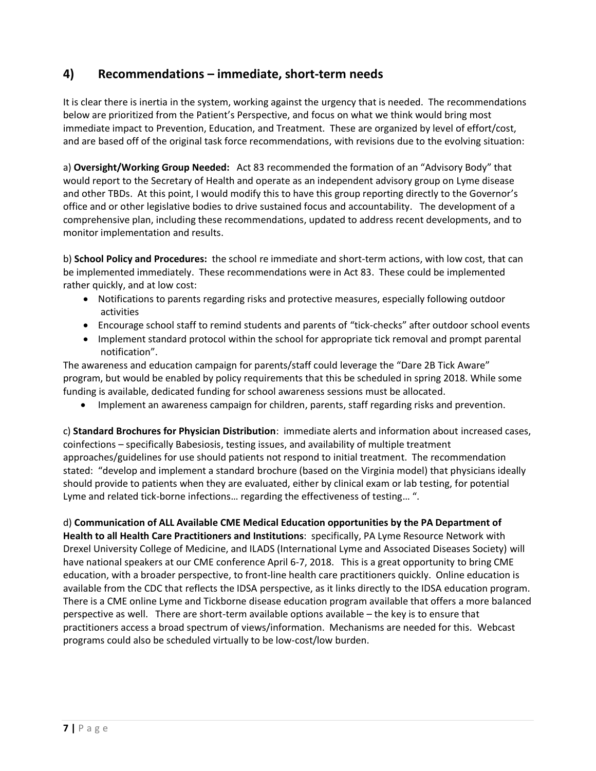## 4) Recommendations – immediate, short-term needs

It is clear there is inertia in the system, working against the urgency that is needed. The recommendations below are prioritized from the Patient's Perspective, and focus on what we think would bring most immediate impact to Prevention, Education, and Treatment. These are organized by level of effort/cost, and are based off of the original task force recommendations, with revisions due to the evolving situation:

a) **Oversight/Working Group Needed:** Act 83 recommended the formation of an "Advisory Body" that would report to the Secretary of Health and operate as an independent advisory group on Lyme disease and other TBDs. At this point, I would modify this to have this group reporting directly to the Governor's office and or other legislative bodies to drive sustained focus and accountability. The development of a comprehensive plan, including these recommendations, updated to address recent developments, and to monitor implementation and results.

b) **School Policy and Procedures:** the school re immediate and short-term actions, with low cost, that can be implemented immediately. These recommendations were in Act 83. These could be implemented rather quickly, and at low cost:

- Notifications to parents regarding risks and protective measures, especially following outdoor activities
- Encourage school staff to remind students and parents of "tick-checks" after outdoor school events
- Implement standard protocol within the school for appropriate tick removal and prompt parental notification".

The awareness and education campaign for parents/staff could leverage the "Dare 2B Tick Aware" program, but would be enabled by policy requirements that this be scheduled in spring 2018. While some funding is available, dedicated funding for school awareness sessions must be allocated.

- Implement an awareness campaign for children, parents, staff regarding risks and prevention.

c) **Standard Brochures for Physician Distribution**: immediate alerts and information about increased cases, coinfections – specifically Babesiosis, testing issues, and availability of multiple treatment approaches/guidelines for use should patients not respond to initial treatment. The recommendation stated: "develop and implement a standard brochure (based on the Virginia model) that physicians ideally should provide to patients when they are evaluated, either by clinical exam or lab testing, for potential Lyme and related tick-borne infections… regarding the effectiveness of testing… ".

d) **Communication of ALL Available CME Medical Education opportunities by the PA Department of Health to all Health Care Practitioners and Institutions**: specifically, PA Lyme Resource Network with Drexel University College of Medicine, and ILADS (International Lyme and Associated Diseases Society) will have national speakers at our CME conference April 6-7, 2018. This is a great opportunity to bring CME education, with a broader perspective, to front-line health care practitioners quickly. Online education is available from the CDC that reflects the IDSA perspective, as it links directly to the IDSA education program. There is a CME online Lyme and Tickborne disease education program available that offers a more balanced perspective as well. There are short-term available options available – the key is to ensure that practitioners access a broad spectrum of views/information. Mechanisms are needed for this. Webcast programs could also be scheduled virtually to be low-cost/low burden.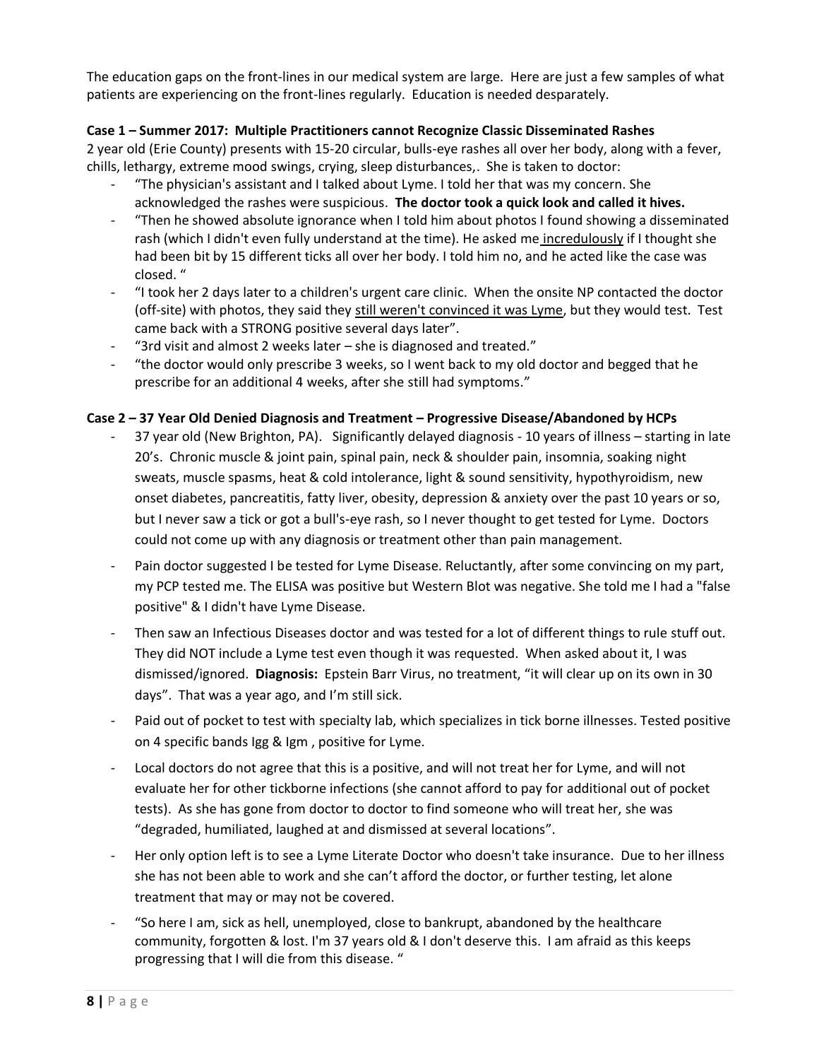The education gaps on the front-lines in our medical system are large. Here are just a few samples of what patients are experiencing on the front-lines regularly. Education is needed desparately.

**Case 1 – Summer 2017: Multiple Practitioners cannot Recognize Classic Disseminated Rashes**

2 year old (Erie County) presents with 15-20 circular, bulls-eye rashes all over her body, along with a fever, chills, lethargy, extreme mood swings, crying, sleep disturbances,. She is taken to doctor:

- "The physician's assistant and I talked about Lyme. I told her that was my concern. She acknowledged the rashes were suspicious. **The doctor took a quick look and called it hives.**
- "Then he showed absolute ignorance when I told him about photos I found showing a disseminated rash (which I didn't even fully understand at the time). He asked me incredulously if I thought she had been bit by 15 different ticks all over her body. I told him no, and he acted like the case was closed. "
- "I took her 2 days later to a children's urgent care clinic. When the onsite NP contacted the doctor (off-site) with photos, they said they still weren't convinced it was Lyme, but they would test. Test came back with a STRONG positive several days later".
- "3rd visit and almost 2 weeks later – she is diagnosed and treated."
- "the doctor would only prescribe 3 weeks, so I went back to my old doctor and begged that he prescribe for an additional 4 weeks, after she still had symptoms."

**Case 2 – 37 Year Old Denied Diagnosis and Treatment – Progressive Disease/Abandoned by HCPs**

- 37 year old (New Brighton, PA). Significantly delayed diagnosis - 10 years of illness – starting in late 20's. Chronic muscle & joint pain, spinal pain, neck & shoulder pain, insomnia, soaking night sweats, muscle spasms, heat & cold intolerance, light & sound sensitivity, hypothyroidism, new onset diabetes, pancreatitis, fatty liver, obesity, depression & anxiety over the past 10 years or so, but I never saw a tick or got a bull's-eye rash, so I never thought to get tested for Lyme. Doctors could not come up with any diagnosis or treatment other than pain management.
- Pain doctor suggested I be tested for Lyme Disease. Reluctantly, after some convincing on my part, my PCP tested me. The ELISA was positive but Western Blot was negative. She told me I had a "false positive" & I didn't have Lyme Disease.
- Then saw an Infectious Diseases doctor and was tested for a lot of different things to rule stuff out. They did NOT include a Lyme test even though it was requested. When asked about it, I was dismissed/ignored. **Diagnosis:** Epstein Barr Virus, no treatment, "it will clear up on its own in 30 days". That was a year ago, and I'm still sick.
- Paid out of pocket to test with specialty lab, which specializes in tick borne illnesses. Tested positive on 4 specific bands Igg & Igm , positive for Lyme.
- Local doctors do not agree that this is a positive, and will not treat her for Lyme, and will not evaluate her for other tickborne infections (she cannot afford to pay for additional out of pocket tests). As she has gone from doctor to doctor to find someone who will treat her, she was "degraded, humiliated, laughed at and dismissed at several locations".
- Her only option left is to see a Lyme Literate Doctor who doesn't take insurance. Due to her illness she has not been able to work and she can't afford the doctor, or further testing, let alone treatment that may or may not be covered.
- "So here I am, sick as hell, unemployed, close to bankrupt, abandoned by the healthcare community, forgotten & lost. I'm 37 years old & I don't deserve this. I am afraid as this keeps progressing that I will die from this disease. "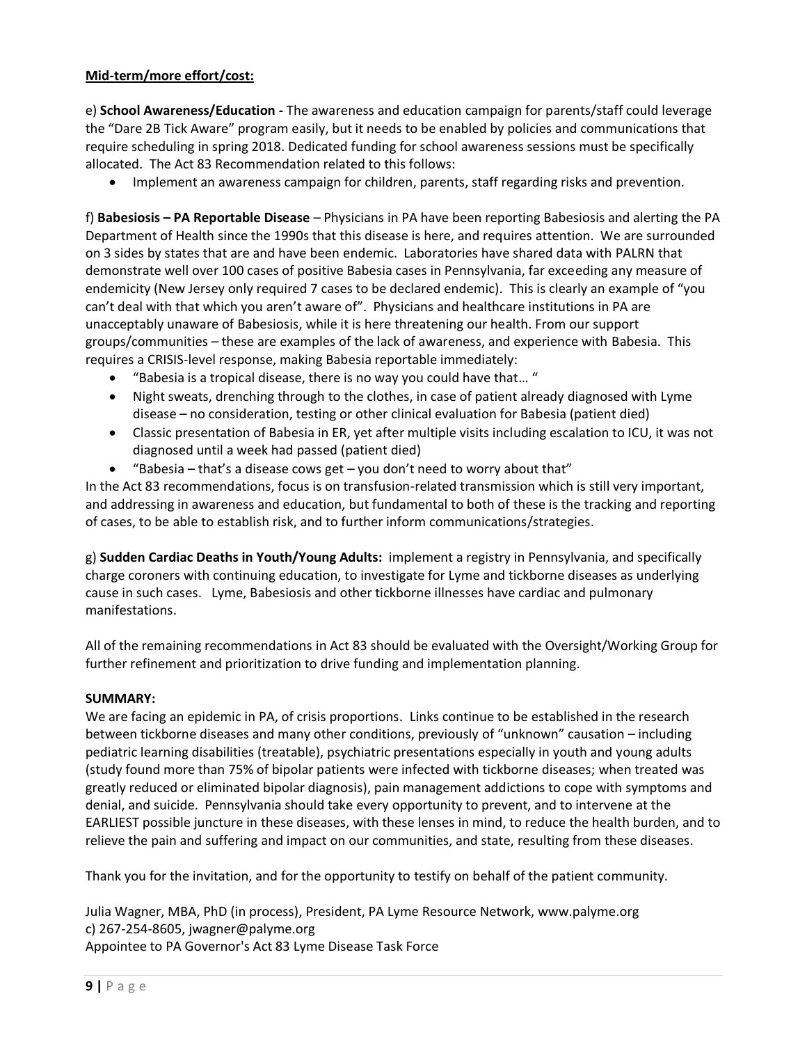**Mid-term/more effort/cost:**

e) **School Awareness/Education -** The awareness and education campaign for parents/staff could leverage the "Dare 2B Tick Aware" program easily, but it needs to be enabled by policies and communications that require scheduling in spring 2018. Dedicated funding for school awareness sessions must be specifically allocated. The Act 83 Recommendation related to this follows:

- Implement an awareness campaign for children, parents, staff regarding risks and prevention.

f) **Babesiosis – PA Reportable Disease** – Physicians in PA have been reporting Babesiosis and alerting the PA Department of Health since the 1990s that this disease is here, and requires attention. We are surrounded on 3 sides by states that are and have been endemic. Laboratories have shared data with PALRN that demonstrate well over 100 cases of positive Babesia cases in Pennsylvania, far exceeding any measure of endemicity (New Jersey only required 7 cases to be declared endemic). This is clearly an example of "you can't deal with that which you aren't aware of". Physicians and healthcare institutions in PA are unacceptably unaware of Babesiosis, while it is here threatening our health. From our support groups/communities – these are examples of the lack of awareness, and experience with Babesia. This requires a CRISIS-level response, making Babesia reportable immediately:

- "Babesia is a tropical disease, there is no way you could have that… "
- Night sweats, drenching through to the clothes, in case of patient already diagnosed with Lyme disease – no consideration, testing or other clinical evaluation for Babesia (patient died)
- Classic presentation of Babesia in ER, yet after multiple visits including escalation to ICU, it was not diagnosed until a week had passed (patient died)
- "Babesia – that's a disease cows get – you don't need to worry about that"

In the Act 83 recommendations, focus is on transfusion-related transmission which is still very important, and addressing in awareness and education, but fundamental to both of these is the tracking and reporting of cases, to be able to establish risk, and to further inform communications/strategies.

g) **Sudden Cardiac Deaths in Youth/Young Adults:** implement a registry in Pennsylvania, and specifically charge coroners with continuing education, to investigate for Lyme and tickborne diseases as underlying cause in such cases. Lyme, Babesiosis and other tickborne illnesses have cardiac and pulmonary manifestations.

All of the remaining recommendations in Act 83 should be evaluated with the Oversight/Working Group for further refinement and prioritization to drive funding and implementation planning.

**SUMMARY:**

We are facing an epidemic in PA, of crisis proportions. Links continue to be established in the research between tickborne diseases and many other conditions, previously of "unknown" causation – including pediatric learning disabilities (treatable), psychiatric presentations especially in youth and young adults (study found more than 75% of bipolar patients were infected with tickborne diseases; when treated was greatly reduced or eliminated bipolar diagnosis), pain management addictions to cope with symptoms and denial, and suicide. Pennsylvania should take every opportunity to prevent, and to intervene at the EARLIEST possible juncture in these diseases, with these lenses in mind, to reduce the health burden, and to relieve the pain and suffering and impact on our communities, and state, resulting from these diseases.

Thank you for the invitation, and for the opportunity to testify on behalf of the patient community.

Julia Wagner, MBA, PhD (in process), President, PA Lyme Resource Network, www.palyme.org
c) 267-254-8605, jwagner@palyme.org
Appointee to PA Governor's Act 83 Lyme Disease Task Force